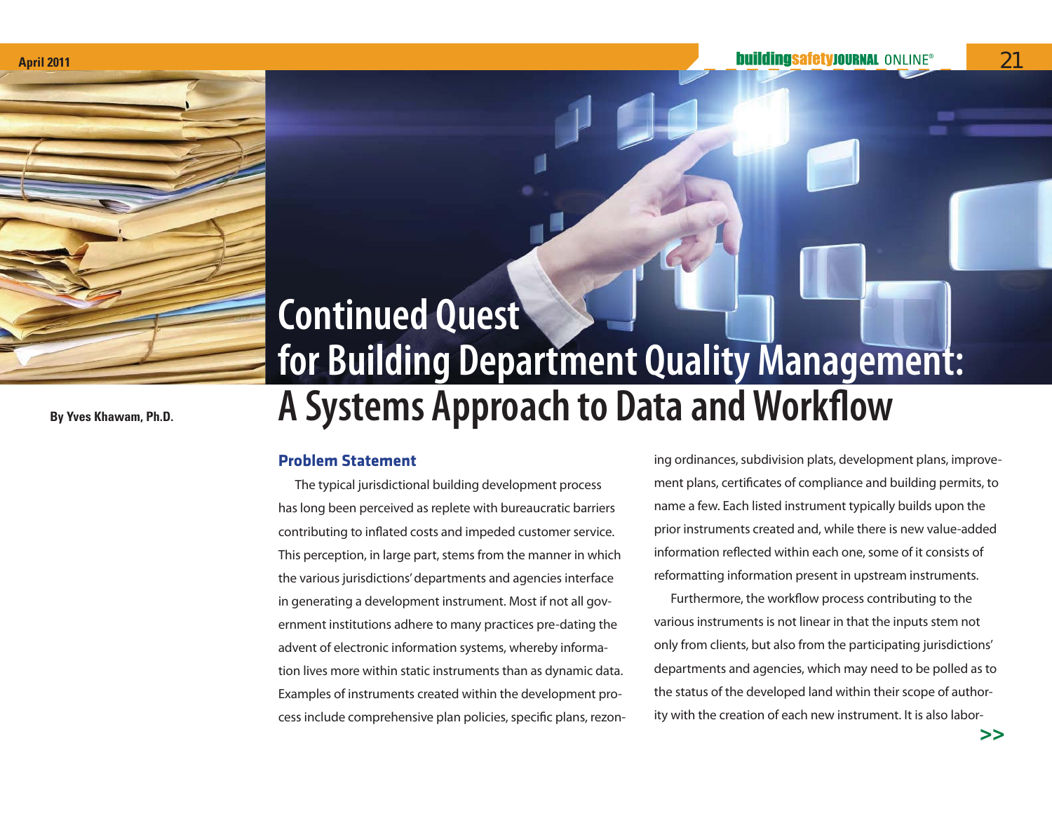# Continued Quest for Building Department Quality Management: A Systems Approach to Data and Workflow

By Yves Khawam, Ph.D.

## Problem Statement

The typical jurisdictional building development process has long been perceived as replete with bureaucratic barriers contributing to inflated costs and impeded customer service. This perception, in large part, stems from the manner in which the various jurisdictions' departments and agencies interface in generating a development instrument. Most if not all government institutions adhere to many practices pre-dating the advent of electronic information systems, whereby information lives more within static instruments than as dynamic data. Examples of instruments created within the development process include comprehensive plan policies, specific plans, rezoning ordinances, subdivision plats, development plans, improvement plans, certificates of compliance and building permits, to name a few. Each listed instrument typically builds upon the prior instruments created and, while there is new value-added information reflected within each one, some of it consists of reformatting information present in upstream instruments.

Furthermore, the workflow process contributing to the various instruments is not linear in that the inputs stem not only from clients, but also from the participating jurisdictions' departments and agencies, which may need to be polled as to the status of the developed land within their scope of authority with the creation of each new instrument. It is also labor-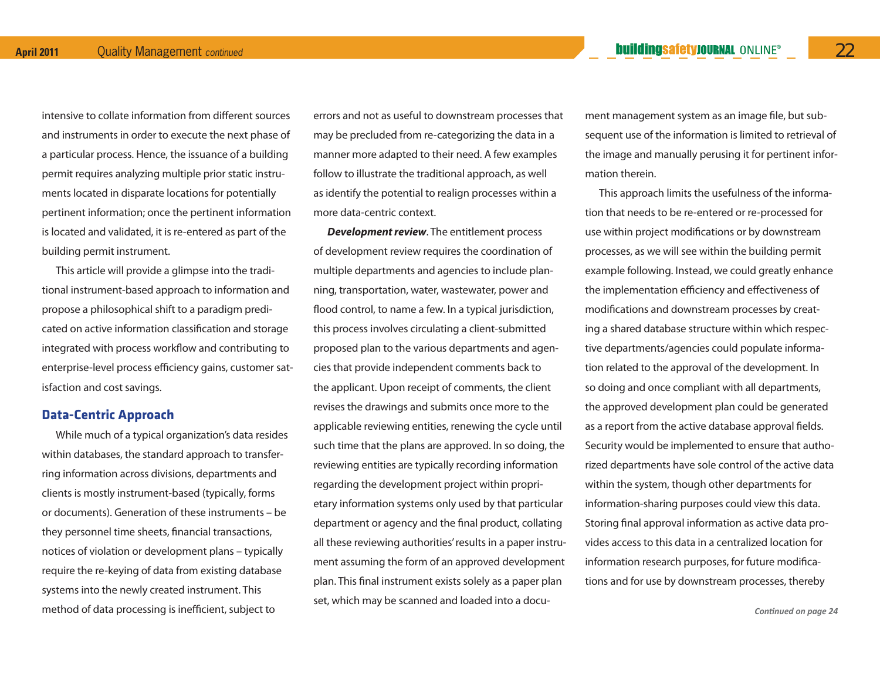intensive to collate information from different sources and instruments in order to execute the next phase of a particular process. Hence, the issuance of a building permit requires analyzing multiple prior static instruments located in disparate locations for potentially pertinent information; once the pertinent information is located and validated, it is re-entered as part of the building permit instrument.

This article will provide a glimpse into the traditional instrument-based approach to information and propose a philosophical shift to a paradigm predicated on active information classification and storage integrated with process workflow and contributing to enterprise-level process efficiency gains, customer satisfaction and cost savings.

## Data-Centric Approach

While much of a typical organization's data resides within databases, the standard approach to transferring information across divisions, departments and clients is mostly instrument-based (typically, forms or documents). Generation of these instruments – be they personnel time sheets, financial transactions, notices of violation or development plans – typically require the re-keying of data from existing database systems into the newly created instrument. This method of data processing is inefficient, subject to errors and not as useful to downstream processes that may be precluded from re-categorizing the data in a manner more adapted to their need. A few examples follow to illustrate the traditional approach, as well as identify the potential to realign processes within a more data-centric context.

***Development review***. The entitlement process of development review requires the coordination of multiple departments and agencies to include planning, transportation, water, wastewater, power and flood control, to name a few. In a typical jurisdiction, this process involves circulating a client-submitted proposed plan to the various departments and agencies that provide independent comments back to the applicant. Upon receipt of comments, the client revises the drawings and submits once more to the applicable reviewing entities, renewing the cycle until such time that the plans are approved. In so doing, the reviewing entities are typically recording information regarding the development project within proprietary information systems only used by that particular department or agency and the final product, collating all these reviewing authorities' results in a paper instrument assuming the form of an approved development plan. This final instrument exists solely as a paper plan set, which may be scanned and loaded into a document management system as an image file, but subsequent use of the information is limited to retrieval of the image and manually perusing it for pertinent information therein.

This approach limits the usefulness of the information that needs to be re-entered or re-processed for use within project modifications or by downstream processes, as we will see within the building permit example following. Instead, we could greatly enhance the implementation efficiency and effectiveness of modifications and downstream processes by creating a shared database structure within which respective departments/agencies could populate information related to the approval of the development. In so doing and once compliant with all departments, the approved development plan could be generated as a report from the active database approval fields. Security would be implemented to ensure that authorized departments have sole control of the active data within the system, though other departments for information-sharing purposes could view this data. Storing final approval information as active data provides access to this data in a centralized location for information research purposes, for future modifications and for use by downstream processes, thereby

*Continued on page 24*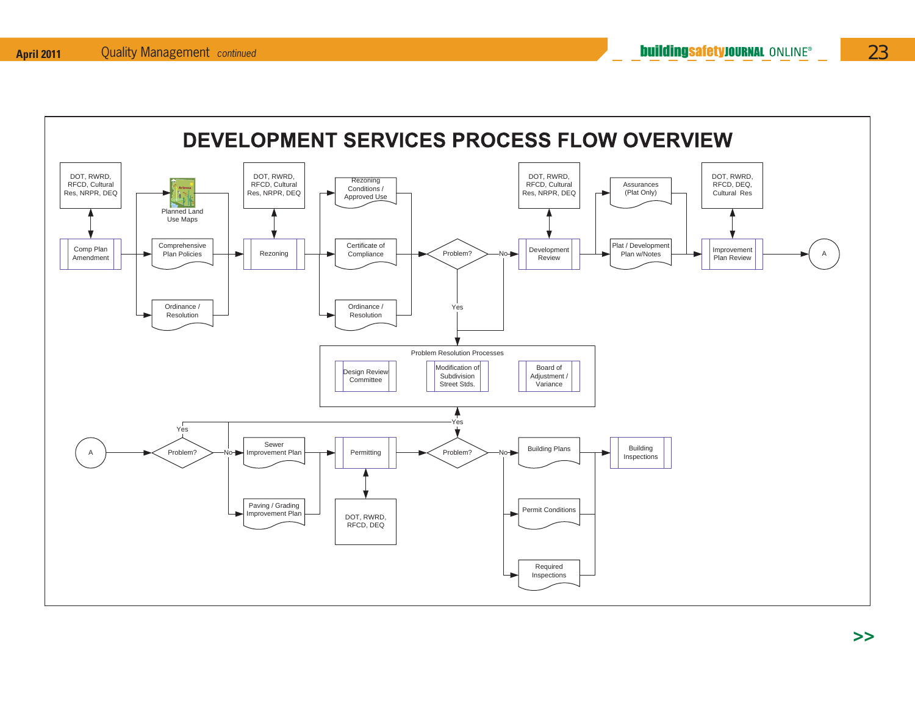# DEVELOPMENT SERVICES PROCESS FLOW OVERVIEW

DOT, RWRD, RFCD, Cultural Res, NRPR, DEQ

Comp Plan Amendment

Planned Land Use Maps

Comprehensive Plan Policies

Ordinance / Resolution

DOT, RWRD, RFCD, Cultural Res, NRPR, DEQ

Rezoning

Rezoning Conditions / Approved Use

Certificate of Compliance

Ordinance / Resolution

Problem?

No

Yes

DOT, RWRD, RFCD, Cultural Res, NRPR, DEQ

Development Review

Assurances (Plat Only)

Plat / Development Plan w/Notes

DOT, RWRD, RFCD, DEQ, Cultural Res

Improvement Plan Review

A

Problem Resolution Processes

Design Review Committee

Modification of Subdivision Street Stds.

Board of Adjustment / Variance

Yes

A

Problem?

Yes

No

Sewer Improvement Plan

Paving / Grading Improvement Plan

Permitting

DOT, RWRD, RFCD, DEQ

Problem?

No

Building Plans

Permit Conditions

Required Inspections

Building Inspections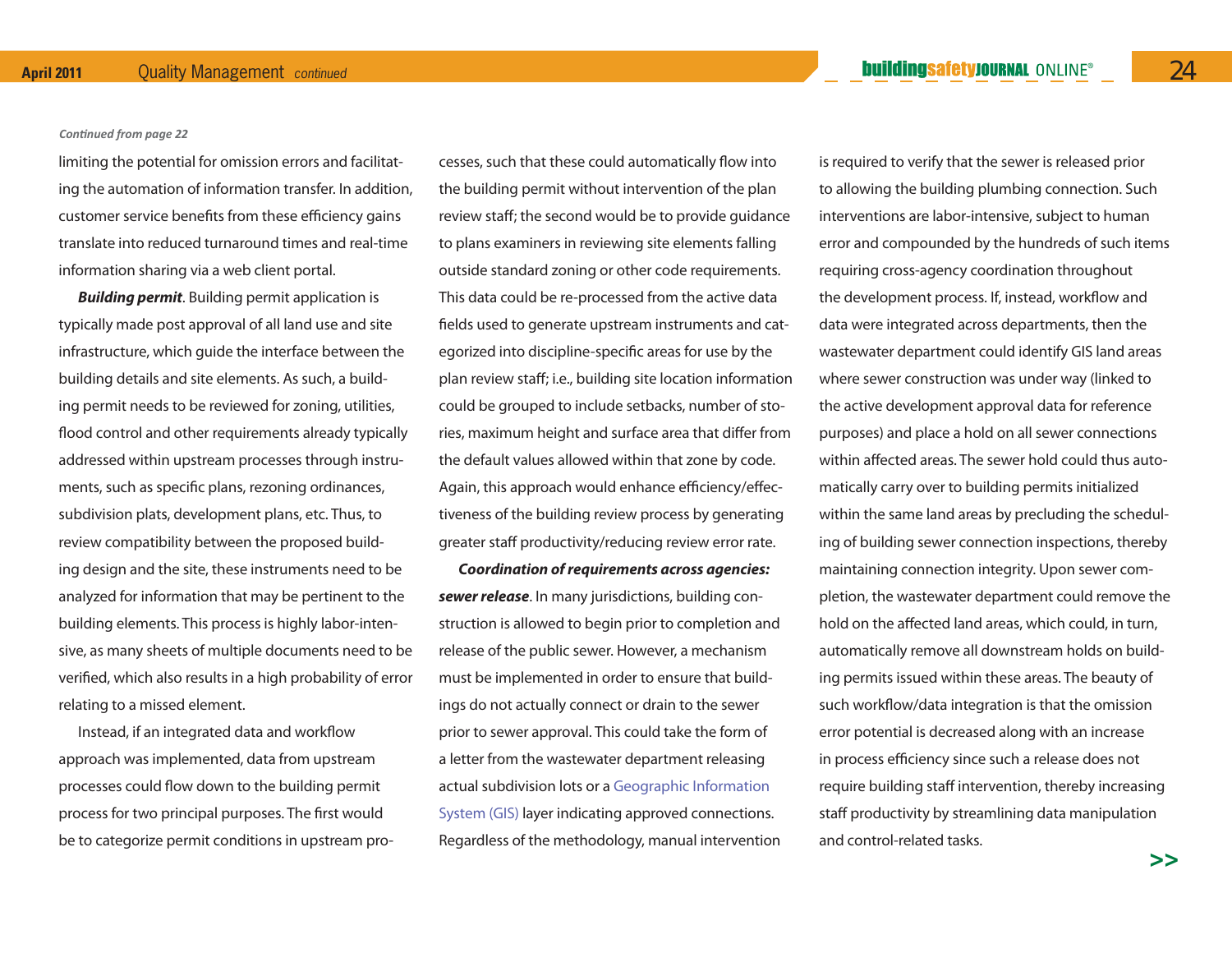*Continued from page 22*

limiting the potential for omission errors and facilitating the automation of information transfer. In addition, customer service benefits from these efficiency gains translate into reduced turnaround times and real-time information sharing via a web client portal.

***Building permit***. Building permit application is typically made post approval of all land use and site infrastructure, which guide the interface between the building details and site elements. As such, a building permit needs to be reviewed for zoning, utilities, flood control and other requirements already typically addressed within upstream processes through instruments, such as specific plans, rezoning ordinances, subdivision plats, development plans, etc. Thus, to review compatibility between the proposed building design and the site, these instruments need to be analyzed for information that may be pertinent to the building elements. This process is highly labor-intensive, as many sheets of multiple documents need to be verified, which also results in a high probability of error relating to a missed element.

Instead, if an integrated data and workflow approach was implemented, data from upstream processes could flow down to the building permit process for two principal purposes. The first would be to categorize permit conditions in upstream processes, such that these could automatically flow into the building permit without intervention of the plan review staff; the second would be to provide guidance to plans examiners in reviewing site elements falling outside standard zoning or other code requirements. This data could be re-processed from the active data fields used to generate upstream instruments and categorized into discipline-specific areas for use by the plan review staff; i.e., building site location information could be grouped to include setbacks, number of stories, maximum height and surface area that differ from the default values allowed within that zone by code. Again, this approach would enhance efficiency/effectiveness of the building review process by generating greater staff productivity/reducing review error rate.

***Coordination of requirements across agencies: sewer release***. In many jurisdictions, building construction is allowed to begin prior to completion and release of the public sewer. However, a mechanism must be implemented in order to ensure that buildings do not actually connect or drain to the sewer prior to sewer approval. This could take the form of a letter from the wastewater department releasing actual subdivision lots or a Geographic Information System (GIS) layer indicating approved connections. Regardless of the methodology, manual intervention is required to verify that the sewer is released prior to allowing the building plumbing connection. Such interventions are labor-intensive, subject to human error and compounded by the hundreds of such items requiring cross-agency coordination throughout the development process. If, instead, workflow and data were integrated across departments, then the wastewater department could identify GIS land areas where sewer construction was under way (linked to the active development approval data for reference purposes) and place a hold on all sewer connections within affected areas. The sewer hold could thus automatically carry over to building permits initialized within the same land areas by precluding the scheduling of building sewer connection inspections, thereby maintaining connection integrity. Upon sewer completion, the wastewater department could remove the hold on the affected land areas, which could, in turn, automatically remove all downstream holds on building permits issued within these areas. The beauty of such workflow/data integration is that the omission error potential is decreased along with an increase in process efficiency since such a release does not require building staff intervention, thereby increasing staff productivity by streamlining data manipulation and control-related tasks.

>>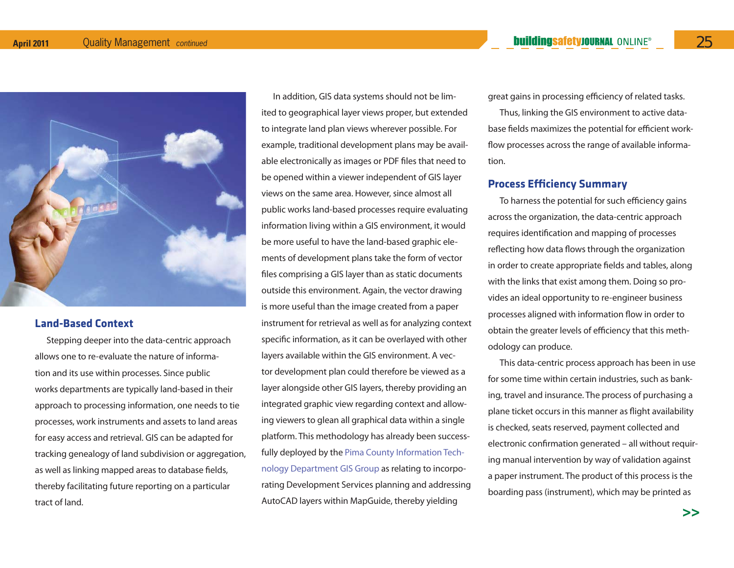## Land-Based Context

Stepping deeper into the data-centric approach allows one to re-evaluate the nature of information and its use within processes. Since public works departments are typically land-based in their approach to processing information, one needs to tie processes, work instruments and assets to land areas for easy access and retrieval. GIS can be adapted for tracking genealogy of land subdivision or aggregation, as well as linking mapped areas to database fields, thereby facilitating future reporting on a particular tract of land.

In addition, GIS data systems should not be limited to geographical layer views proper, but extended to integrate land plan views wherever possible. For example, traditional development plans may be available electronically as images or PDF files that need to be opened within a viewer independent of GIS layer views on the same area. However, since almost all public works land-based processes require evaluating information living within a GIS environment, it would be more useful to have the land-based graphic elements of development plans take the form of vector files comprising a GIS layer than as static documents outside this environment. Again, the vector drawing is more useful than the image created from a paper instrument for retrieval as well as for analyzing context specific information, as it can be overlayed with other layers available within the GIS environment. A vector development plan could therefore be viewed as a layer alongside other GIS layers, thereby providing an integrated graphic view regarding context and allowing viewers to glean all graphical data within a single platform. This methodology has already been successfully deployed by the Pima County Information Technology Department GIS Group as relating to incorporating Development Services planning and addressing AutoCAD layers within MapGuide, thereby yielding great gains in processing efficiency of related tasks.

Thus, linking the GIS environment to active database fields maximizes the potential for efficient workflow processes across the range of available information.

## Process Efficiency Summary

To harness the potential for such efficiency gains across the organization, the data-centric approach requires identification and mapping of processes reflecting how data flows through the organization in order to create appropriate fields and tables, along with the links that exist among them. Doing so provides an ideal opportunity to re-engineer business processes aligned with information flow in order to obtain the greater levels of efficiency that this methodology can produce.

This data-centric process approach has been in use for some time within certain industries, such as banking, travel and insurance. The process of purchasing a plane ticket occurs in this manner as flight availability is checked, seats reserved, payment collected and electronic confirmation generated – all without requiring manual intervention by way of validation against a paper instrument. The product of this process is the boarding pass (instrument), which may be printed as

>>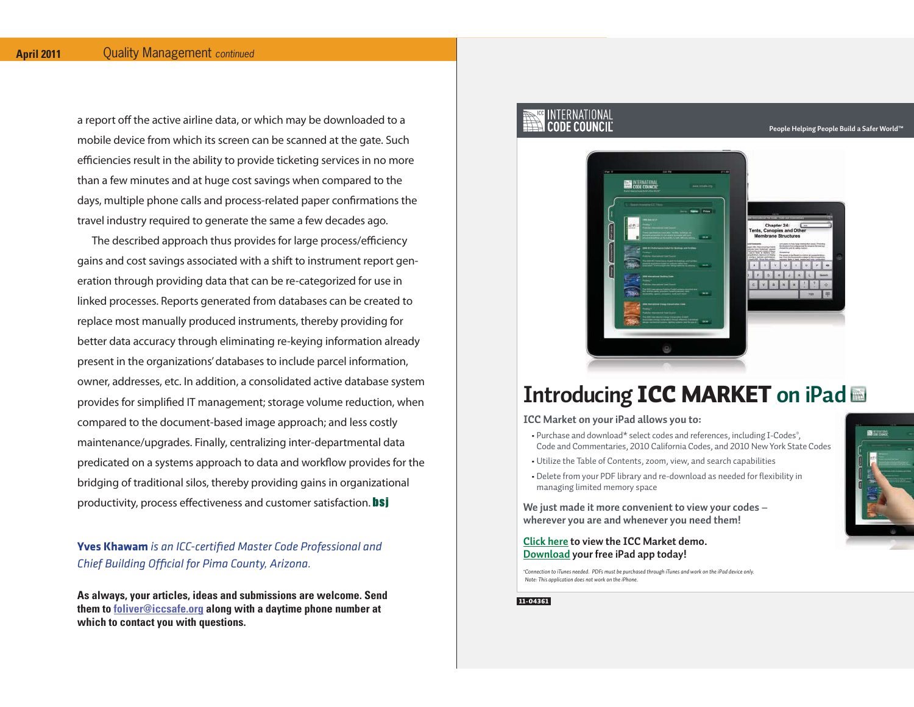a report off the active airline data, or which may be downloaded to a mobile device from which its screen can be scanned at the gate. Such efficiencies result in the ability to provide ticketing services in no more than a few minutes and at huge cost savings when compared to the days, multiple phone calls and process-related paper confirmations the travel industry required to generate the same a few decades ago.

The described approach thus provides for large process/efficiency gains and cost savings associated with a shift to instrument report generation through providing data that can be re-categorized for use in linked processes. Reports generated from databases can be created to replace most manually produced instruments, thereby providing for better data accuracy through eliminating re-keying information already present in the organizations' databases to include parcel information, owner, addresses, etc. In addition, a consolidated active database system provides for simplified IT management; storage volume reduction, when compared to the document-based image approach; and less costly maintenance/upgrades. Finally, centralizing inter-departmental data predicated on a systems approach to data and workflow provides for the bridging of traditional silos, thereby providing gains in organizational productivity, process effectiveness and customer satisfaction. **bsj**

**Yves Khawam** *is an ICC-certified Master Code Professional and Chief Building Official for Pima County, Arizona.*

**As always, your articles, ideas and submissions are welcome. Send them to foliver@iccsafe.org along with a daytime phone number at which to contact you with questions.**

INTERNATIONAL CODE COUNCIL

People Helping People Build a Safer World™

# Introducing ICC MARKET on iPad

**ICC Market on your iPad allows you to:**

- Purchase and download* select codes and references, including I-Codes®, Code and Commentaries, 2010 California Codes, and 2010 New York State Codes
- Utilize the Table of Contents, zoom, view, and search capabilities
- Delete from your PDF library and re-download as needed for flexibility in managing limited memory space

**We just made it more convenient to view your codes – wherever you are and whenever you need them!**

**Click here to view the ICC Market demo.**

**Download your free iPad app today!**

*Connection to iTunes needed. PDFs must be purchased through iTunes and work on the iPad device only. Note: This application does not work on the iPhone.*

11-04361